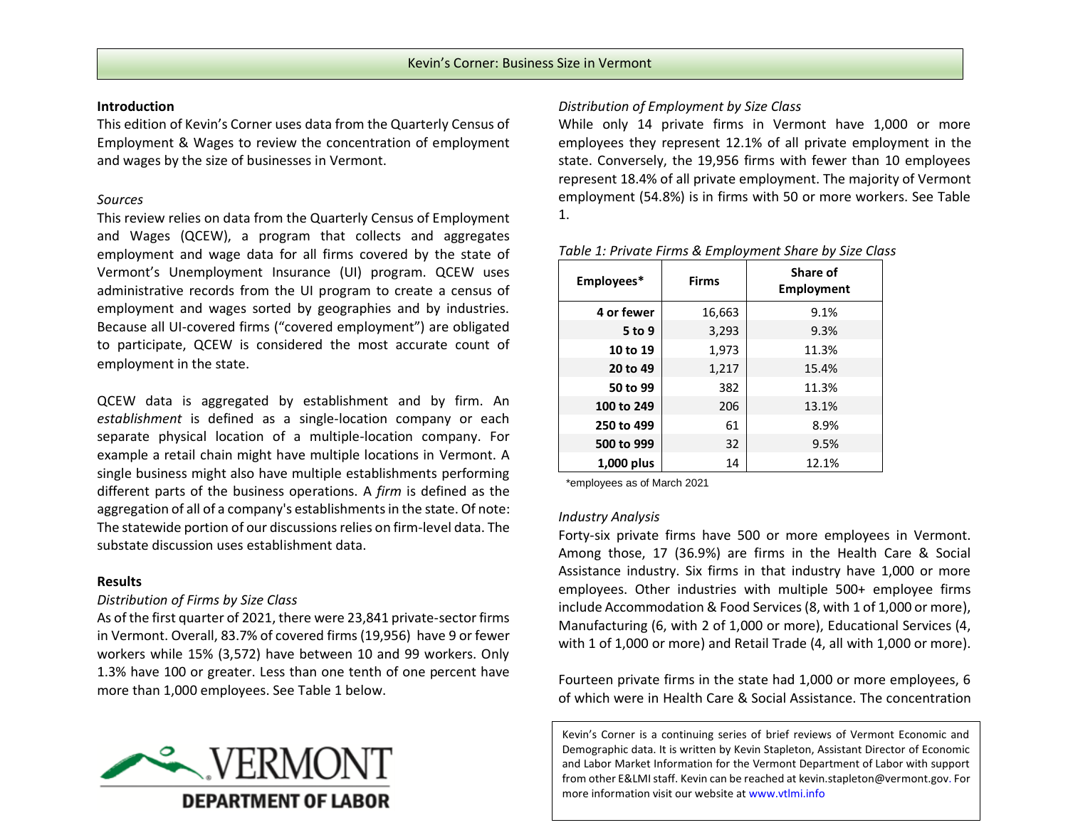# Kevin's Corner: Business Size in Vermont

## Introduction

This edition of Kevin's Corner uses data from the Quarterly Census of Employment & Wages to review the concentration of employment and wages by the size of businesses in Vermont.

### *Sources*

This review relies on data from the Quarterly Census of Employment and Wages (QCEW), a program that collects and aggregates employment and wage data for all firms covered by the state of Vermont's Unemployment Insurance (UI) program. QCEW uses administrative records from the UI program to create a census of employment and wages sorted by geographies and by industries. Because all UI-covered firms ("covered employment") are obligated to participate, QCEW is considered the most accurate count of employment in the state.

QCEW data is aggregated by establishment and by firm. An *establishment* is defined as a single-location company or each separate physical location of a multiple-location company. For example a retail chain might have multiple locations in Vermont. A single business might also have multiple establishments performing different parts of the business operations. A *firm* is defined as the aggregation of all of a company's establishments in the state. Of note: The statewide portion of our discussions relies on firm-level data. The substate discussion uses establishment data.

## Results

### *Distribution of Firms by Size Class*

As of the first quarter of 2021, there were 23,841 private-sector firms in Vermont. Overall, 83.7% of covered firms (19,956) have 9 or fewer workers while 15% (3,572) have between 10 and 99 workers. Only 1.3% have 100 or greater. Less than one tenth of one percent have more than 1,000 employees. See Table 1 below.

### *Distribution of Employment by Size Class*

While only 14 private firms in Vermont have 1,000 or more employees they represent 12.1% of all private employment in the state. Conversely, the 19,956 firms with fewer than 10 employees represent 18.4% of all private employment. The majority of Vermont employment (54.8%) is in firms with 50 or more workers. See Table 1.

*Table 1: Private Firms & Employment Share by Size Class*

| Employees* | Firms | Share of Employment |
|---|---|---|
| 4 or fewer | 16,663 | 9.1% |
| 5 to 9 | 3,293 | 9.3% |
| 10 to 19 | 1,973 | 11.3% |
| 20 to 49 | 1,217 | 15.4% |
| 50 to 99 | 382 | 11.3% |
| 100 to 249 | 206 | 13.1% |
| 250 to 499 | 61 | 8.9% |
| 500 to 999 | 32 | 9.5% |
| 1,000 plus | 14 | 12.1% |

*employees as of March 2021

### *Industry Analysis*

Forty-six private firms have 500 or more employees in Vermont. Among those, 17 (36.9%) are firms in the Health Care & Social Assistance industry. Six firms in that industry have 1,000 or more employees. Other industries with multiple 500+ employee firms include Accommodation & Food Services (8, with 1 of 1,000 or more), Manufacturing (6, with 2 of 1,000 or more), Educational Services (4, with 1 of 1,000 or more) and Retail Trade (4, all with 1,000 or more).

Fourteen private firms in the state had 1,000 or more employees, 6 of which were in Health Care & Social Assistance. The concentration

VERMONT DEPARTMENT OF LABOR

Kevin's Corner is a continuing series of brief reviews of Vermont Economic and Demographic data. It is written by Kevin Stapleton, Assistant Director of Economic and Labor Market Information for the Vermont Department of Labor with support from other E&LMI staff. Kevin can be reached at kevin.stapleton@vermont.gov. For more information visit our website at www.vtlmi.info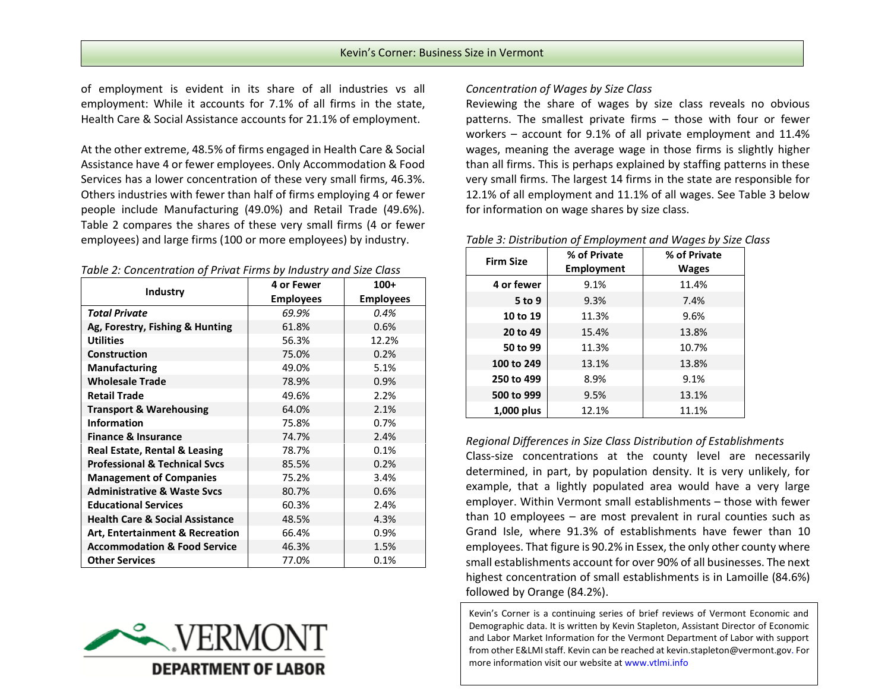of employment is evident in its share of all industries vs all employment: While it accounts for 7.1% of all firms in the state, Health Care & Social Assistance accounts for 21.1% of employment.

At the other extreme, 48.5% of firms engaged in Health Care & Social Assistance have 4 or fewer employees. Only Accommodation & Food Services has a lower concentration of these very small firms, 46.3%. Others industries with fewer than half of firms employing 4 or fewer people include Manufacturing (49.0%) and Retail Trade (49.6%). Table 2 compares the shares of these very small firms (4 or fewer employees) and large firms (100 or more employees) by industry.

*Table 2: Concentration of Privat Firms by Industry and Size Class*

| Industry | 4 or Fewer Employees | 100+ Employees |
|---|---|---|
| ***Total Private*** | *69.9%* | *0.4%* |
| **Ag, Forestry, Fishing & Hunting** | 61.8% | 0.6% |
| **Utilities** | 56.3% | 12.2% |
| **Construction** | 75.0% | 0.2% |
| **Manufacturing** | 49.0% | 5.1% |
| **Wholesale Trade** | 78.9% | 0.9% |
| **Retail Trade** | 49.6% | 2.2% |
| **Transport & Warehousing** | 64.0% | 2.1% |
| **Information** | 75.8% | 0.7% |
| **Finance & Insurance** | 74.7% | 2.4% |
| **Real Estate, Rental & Leasing** | 78.7% | 0.1% |
| **Professional & Technical Svcs** | 85.5% | 0.2% |
| **Management of Companies** | 75.2% | 3.4% |
| **Administrative & Waste Svcs** | 80.7% | 0.6% |
| **Educational Services** | 60.3% | 2.4% |
| **Health Care & Social Assistance** | 48.5% | 4.3% |
| **Art, Entertainment & Recreation** | 66.4% | 0.9% |
| **Accommodation & Food Service** | 46.3% | 1.5% |
| **Other Services** | 77.0% | 0.1% |

*Concentration of Wages by Size Class*

Reviewing the share of wages by size class reveals no obvious patterns. The smallest private firms – those with four or fewer workers – account for 9.1% of all private employment and 11.4% wages, meaning the average wage in those firms is slightly higher than all firms. This is perhaps explained by staffing patterns in these very small firms. The largest 14 firms in the state are responsible for 12.1% of all employment and 11.1% of all wages. See Table 3 below for information on wage shares by size class.

*Table 3: Distribution of Employment and Wages by Size Class*

| Firm Size | % of Private Employment | % of Private Wages |
|---|---|---|
| **4 or fewer** | 9.1% | 11.4% |
| **5 to 9** | 9.3% | 7.4% |
| **10 to 19** | 11.3% | 9.6% |
| **20 to 49** | 15.4% | 13.8% |
| **50 to 99** | 11.3% | 10.7% |
| **100 to 249** | 13.1% | 13.8% |
| **250 to 499** | 8.9% | 9.1% |
| **500 to 999** | 9.5% | 13.1% |
| **1,000 plus** | 12.1% | 11.1% |

*Regional Differences in Size Class Distribution of Establishments*

Class-size concentrations at the county level are necessarily determined, in part, by population density. It is very unlikely, for example, that a lightly populated area would have a very large employer. Within Vermont small establishments – those with fewer than 10 employees – are most prevalent in rural counties such as Grand Isle, where 91.3% of establishments have fewer than 10 employees. That figure is 90.2% in Essex, the only other county where small establishments account for over 90% of all businesses. The next highest concentration of small establishments is in Lamoille (84.6%) followed by Orange (84.2%).

VERMONT DEPARTMENT OF LABOR

Kevin's Corner is a continuing series of brief reviews of Vermont Economic and Demographic data. It is written by Kevin Stapleton, Assistant Director of Economic and Labor Market Information for the Vermont Department of Labor with support from other E&LMI staff. Kevin can be reached at kevin.stapleton@vermont.gov. For more information visit our website at www.vtlmi.info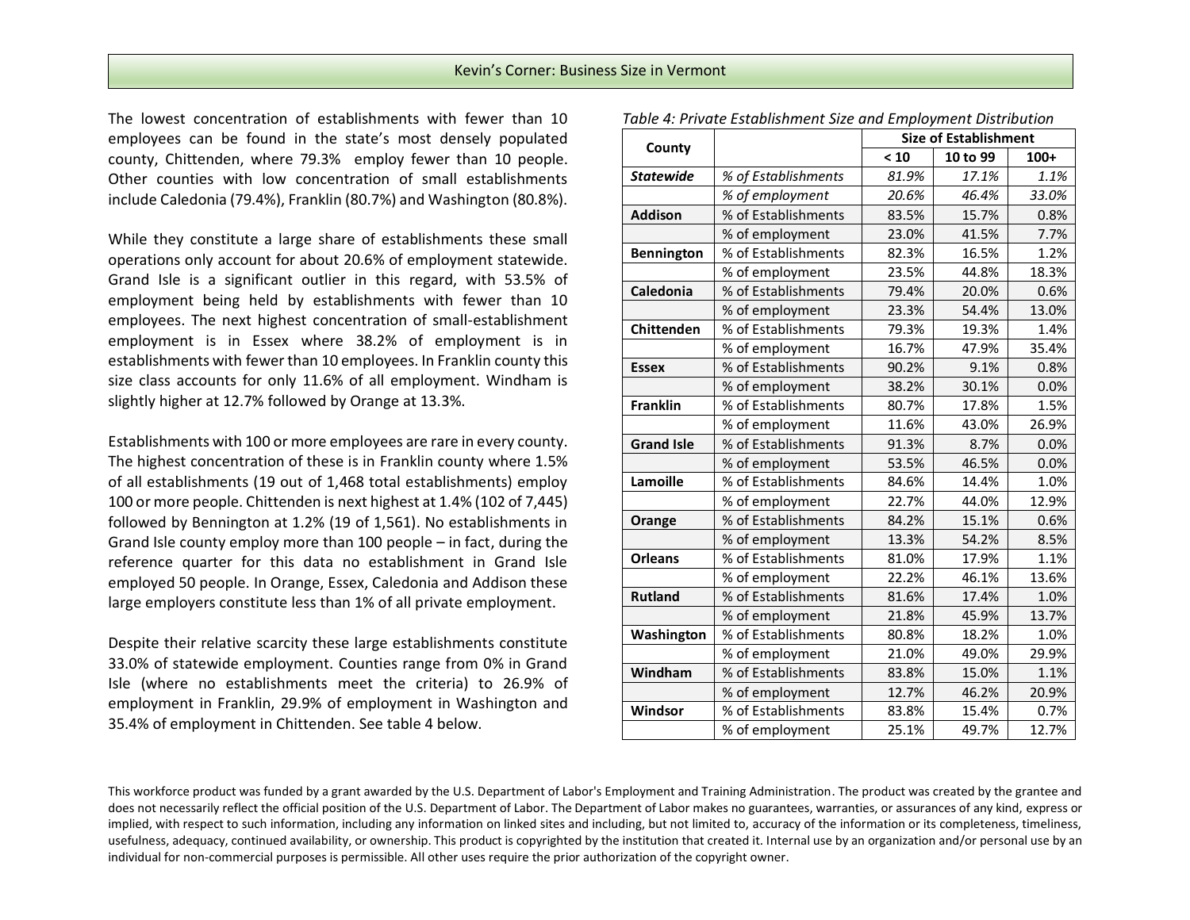The lowest concentration of establishments with fewer than 10 employees can be found in the state's most densely populated county, Chittenden, where 79.3% employ fewer than 10 people. Other counties with low concentration of small establishments include Caledonia (79.4%), Franklin (80.7%) and Washington (80.8%).

While they constitute a large share of establishments these small operations only account for about 20.6% of employment statewide. Grand Isle is a significant outlier in this regard, with 53.5% of employment being held by establishments with fewer than 10 employees. The next highest concentration of small-establishment employment is in Essex where 38.2% of employment is in establishments with fewer than 10 employees. In Franklin county this size class accounts for only 11.6% of all employment. Windham is slightly higher at 12.7% followed by Orange at 13.3%.

Establishments with 100 or more employees are rare in every county. The highest concentration of these is in Franklin county where 1.5% of all establishments (19 out of 1,468 total establishments) employ 100 or more people. Chittenden is next highest at 1.4% (102 of 7,445) followed by Bennington at 1.2% (19 of 1,561). No establishments in Grand Isle county employ more than 100 people – in fact, during the reference quarter for this data no establishment in Grand Isle employed 50 people. In Orange, Essex, Caledonia and Addison these large employers constitute less than 1% of all private employment.

Despite their relative scarcity these large establishments constitute 33.0% of statewide employment. Counties range from 0% in Grand Isle (where no establishments meet the criteria) to 26.9% of employment in Franklin, 29.9% of employment in Washington and 35.4% of employment in Chittenden. See table 4 below.

*Table 4: Private Establishment Size and Employment Distribution*

| County | | Size of Establishment | | |
|---|---|---|---|---|
| | | < 10 | 10 to 99 | 100+ |
| ***Statewide*** | *% of Establishments* | *81.9%* | *17.1%* | *1.1%* |
| | *% of employment* | *20.6%* | *46.4%* | *33.0%* |
| **Addison** | % of Establishments | 83.5% | 15.7% | 0.8% |
| | % of employment | 23.0% | 41.5% | 7.7% |
| **Bennington** | % of Establishments | 82.3% | 16.5% | 1.2% |
| | % of employment | 23.5% | 44.8% | 18.3% |
| **Caledonia** | % of Establishments | 79.4% | 20.0% | 0.6% |
| | % of employment | 23.3% | 54.4% | 13.0% |
| **Chittenden** | % of Establishments | 79.3% | 19.3% | 1.4% |
| | % of employment | 16.7% | 47.9% | 35.4% |
| **Essex** | % of Establishments | 90.2% | 9.1% | 0.8% |
| | % of employment | 38.2% | 30.1% | 0.0% |
| **Franklin** | % of Establishments | 80.7% | 17.8% | 1.5% |
| | % of employment | 11.6% | 43.0% | 26.9% |
| **Grand Isle** | % of Establishments | 91.3% | 8.7% | 0.0% |
| | % of employment | 53.5% | 46.5% | 0.0% |
| **Lamoille** | % of Establishments | 84.6% | 14.4% | 1.0% |
| | % of employment | 22.7% | 44.0% | 12.9% |
| **Orange** | % of Establishments | 84.2% | 15.1% | 0.6% |
| | % of employment | 13.3% | 54.2% | 8.5% |
| **Orleans** | % of Establishments | 81.0% | 17.9% | 1.1% |
| | % of employment | 22.2% | 46.1% | 13.6% |
| **Rutland** | % of Establishments | 81.6% | 17.4% | 1.0% |
| | % of employment | 21.8% | 45.9% | 13.7% |
| **Washington** | % of Establishments | 80.8% | 18.2% | 1.0% |
| | % of employment | 21.0% | 49.0% | 29.9% |
| **Windham** | % of Establishments | 83.8% | 15.0% | 1.1% |
| | % of employment | 12.7% | 46.2% | 20.9% |
| **Windsor** | % of Establishments | 83.8% | 15.4% | 0.7% |
| | % of employment | 25.1% | 49.7% | 12.7% |

This workforce product was funded by a grant awarded by the U.S. Department of Labor's Employment and Training Administration. The product was created by the grantee and does not necessarily reflect the official position of the U.S. Department of Labor. The Department of Labor makes no guarantees, warranties, or assurances of any kind, express or implied, with respect to such information, including any information on linked sites and including, but not limited to, accuracy of the information or its completeness, timeliness, usefulness, adequacy, continued availability, or ownership. This product is copyrighted by the institution that created it. Internal use by an organization and/or personal use by an individual for non-commercial purposes is permissible. All other uses require the prior authorization of the copyright owner.